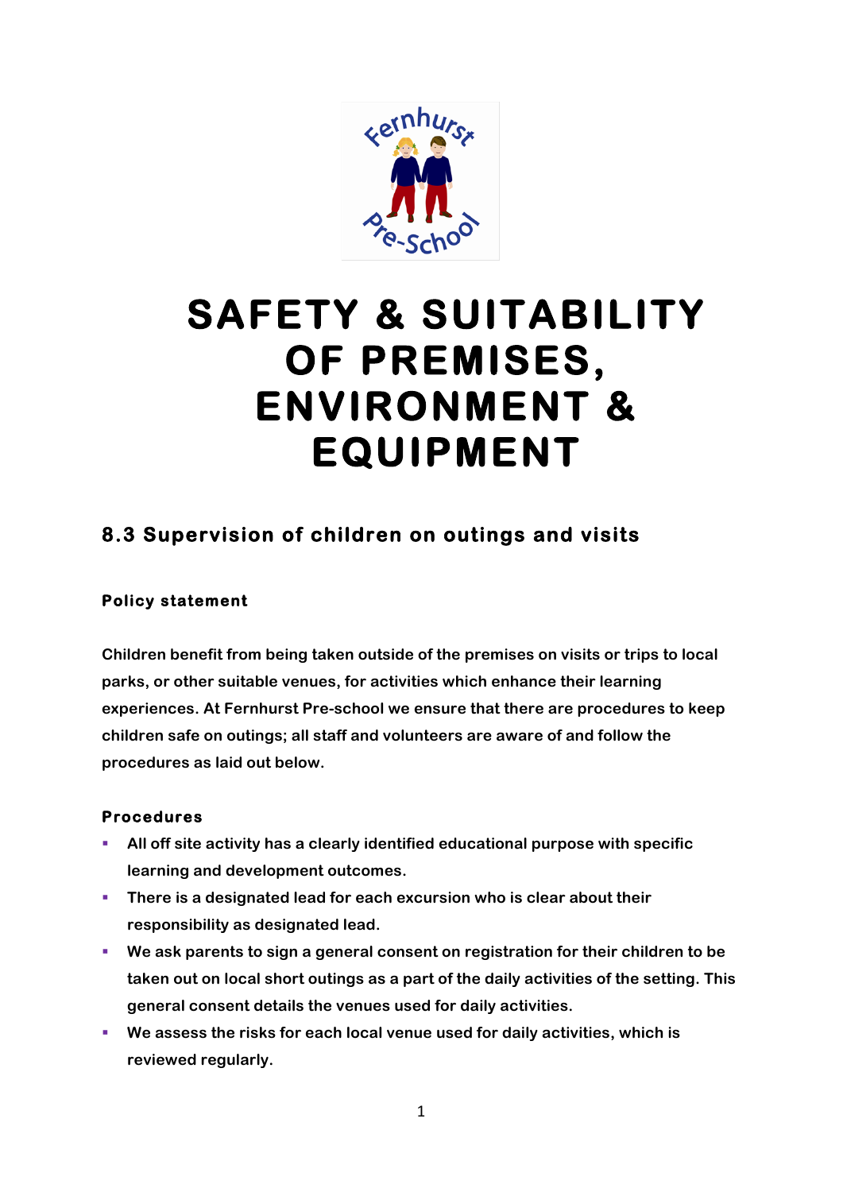# SAFETY & SUITABILITY OF PREMISES, ENVIRONMENT & EQUIPMENT

## 8.3 Supervision of children on outings and visits

### Policy statement

Children benefit from being taken outside of the premises on visits or trips to local parks, or other suitable venues, for activities which enhance their learning experiences. At Fernhurst Pre-school we ensure that there are procedures to keep children safe on outings; all staff and volunteers are aware of and follow the procedures as laid out below.

### Procedures

- All off site activity has a clearly identified educational purpose with specific learning and development outcomes.
- There is a designated lead for each excursion who is clear about their responsibility as designated lead.
- We ask parents to sign a general consent on registration for their children to be taken out on local short outings as a part of the daily activities of the setting. This general consent details the venues used for daily activities.
- We assess the risks for each local venue used for daily activities, which is reviewed regularly.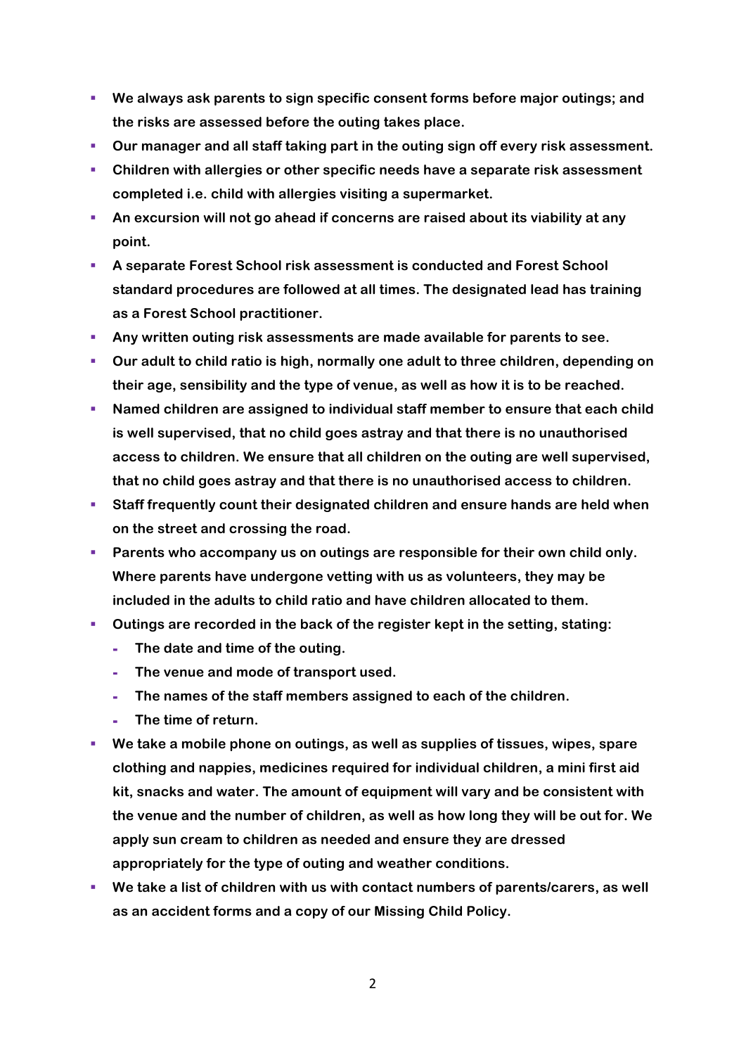- **We always ask parents to sign specific consent forms before major outings; and the risks are assessed before the outing takes place.**
- **Our manager and all staff taking part in the outing sign off every risk assessment.**
- **Children with allergies or other specific needs have a separate risk assessment completed i.e. child with allergies visiting a supermarket.**
- **An excursion will not go ahead if concerns are raised about its viability at any point.**
- **A separate Forest School risk assessment is conducted and Forest School standard procedures are followed at all times. The designated lead has training as a Forest School practitioner.**
- **Any written outing risk assessments are made available for parents to see.**
- **Our adult to child ratio is high, normally one adult to three children, depending on their age, sensibility and the type of venue, as well as how it is to be reached.**
- **Named children are assigned to individual staff member to ensure that each child is well supervised, that no child goes astray and that there is no unauthorised access to children. We ensure that all children on the outing are well supervised, that no child goes astray and that there is no unauthorised access to children.**
- **Staff frequently count their designated children and ensure hands are held when on the street and crossing the road.**
- **Parents who accompany us on outings are responsible for their own child only. Where parents have undergone vetting with us as volunteers, they may be included in the adults to child ratio and have children allocated to them.**
- **Outings are recorded in the back of the register kept in the setting, stating:**
  - **The date and time of the outing.**
  - **The venue and mode of transport used.**
  - **The names of the staff members assigned to each of the children.**
  - **The time of return.**
- **We take a mobile phone on outings, as well as supplies of tissues, wipes, spare clothing and nappies, medicines required for individual children, a mini first aid kit, snacks and water. The amount of equipment will vary and be consistent with the venue and the number of children, as well as how long they will be out for. We apply sun cream to children as needed and ensure they are dressed appropriately for the type of outing and weather conditions.**
- **We take a list of children with us with contact numbers of parents/carers, as well as an accident forms and a copy of our Missing Child Policy.**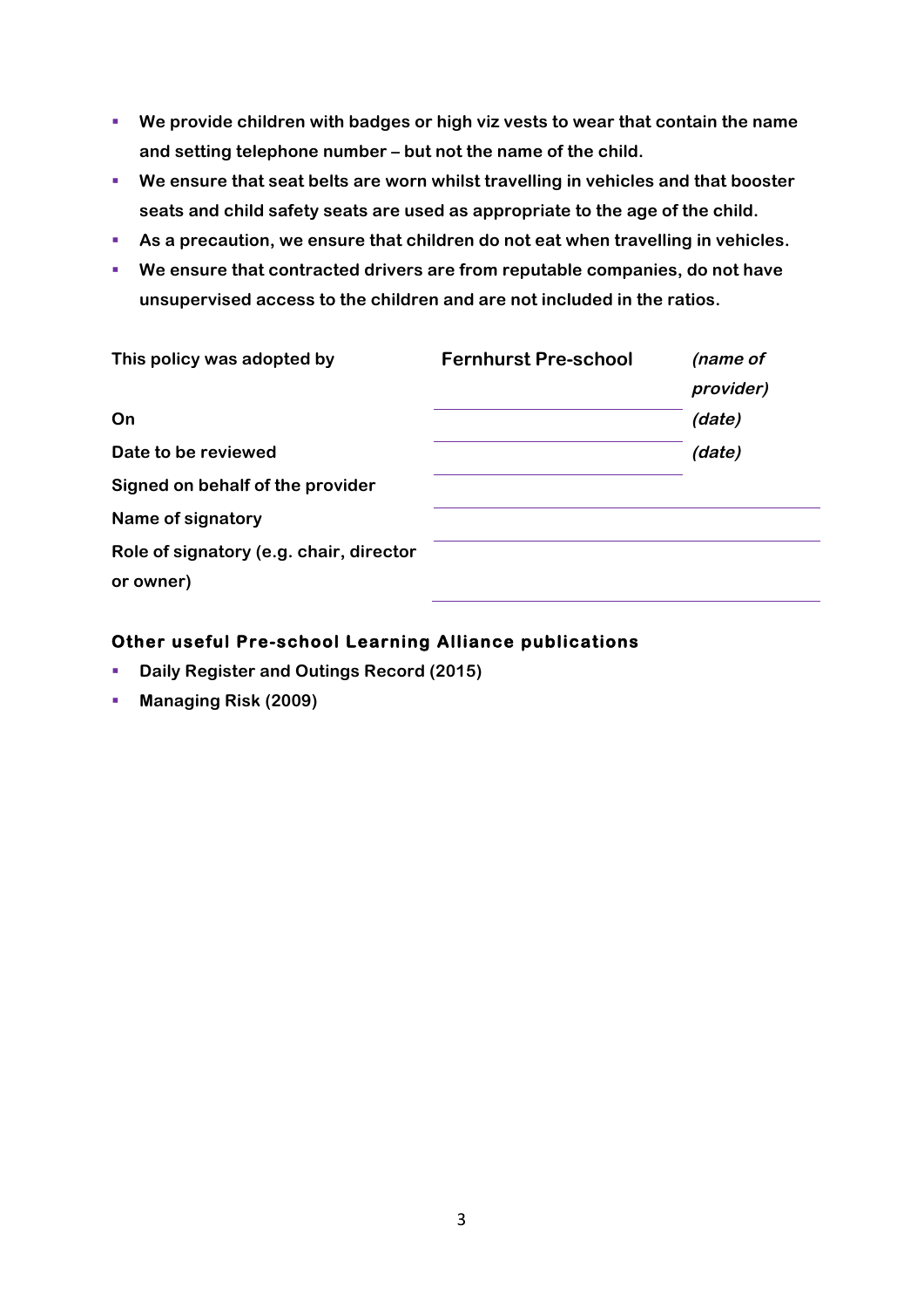- **We provide children with badges or high viz vests to wear that contain the name and setting telephone number – but not the name of the child.**
- **We ensure that seat belts are worn whilst travelling in vehicles and that booster seats and child safety seats are used as appropriate to the age of the child.**
- **As a precaution, we ensure that children do not eat when travelling in vehicles.**
- **We ensure that contracted drivers are from reputable companies, do not have unsupervised access to the children and are not included in the ratios.**

| | | |
|---|---|---|
| **This policy was adopted by** | **Fernhurst Pre-school** | ***(name of provider)*** |
| **On** | | ***(date)*** |
| **Date to be reviewed** | | ***(date)*** |
| **Signed on behalf of the provider** | | |
| **Name of signatory** | | |
| **Role of signatory (e.g. chair, director or owner)** | | |

### Other useful Pre-school Learning Alliance publications

- **Daily Register and Outings Record (2015)**
- **Managing Risk (2009)**